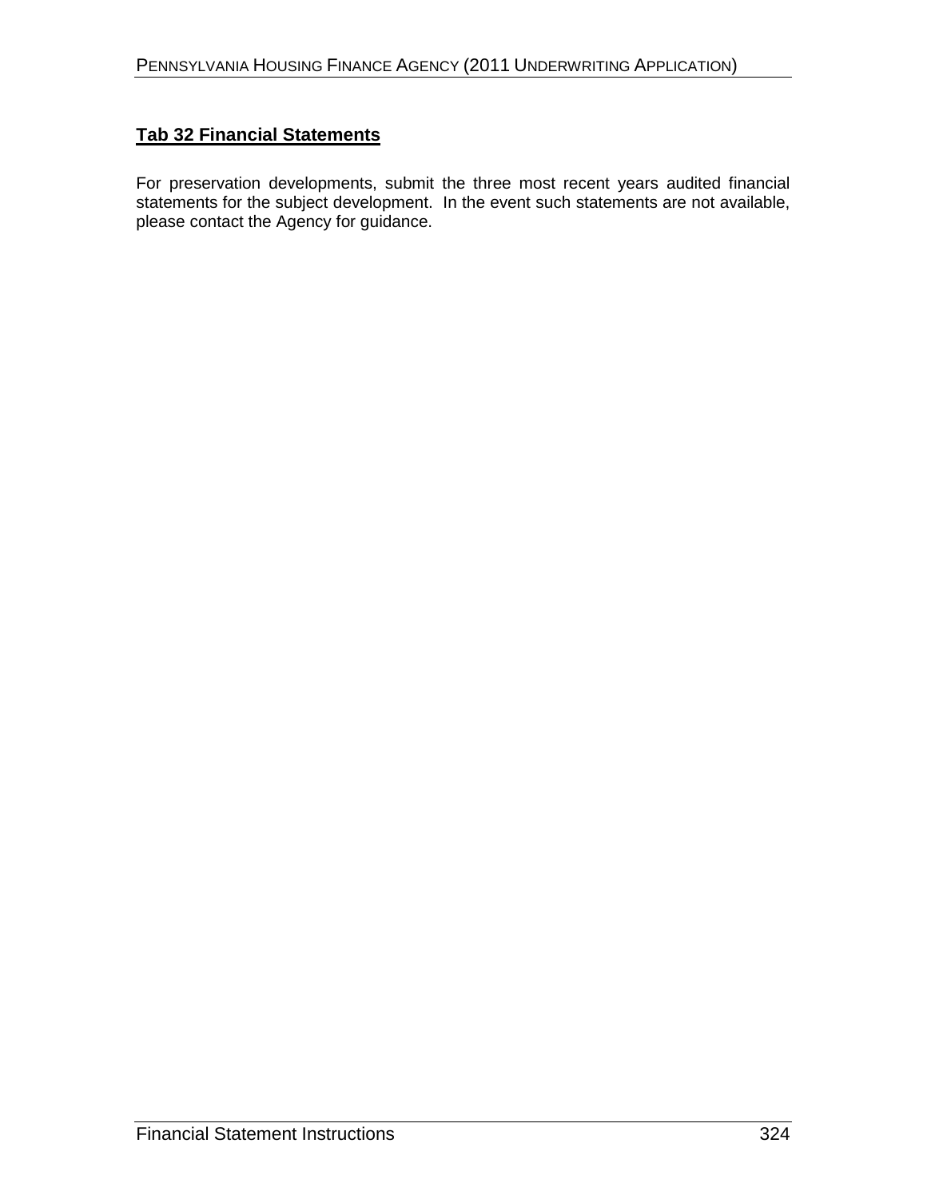## Tab 32 Financial Statements

For preservation developments, submit the three most recent years audited financial statements for the subject development. In the event such statements are not available, please contact the Agency for guidance.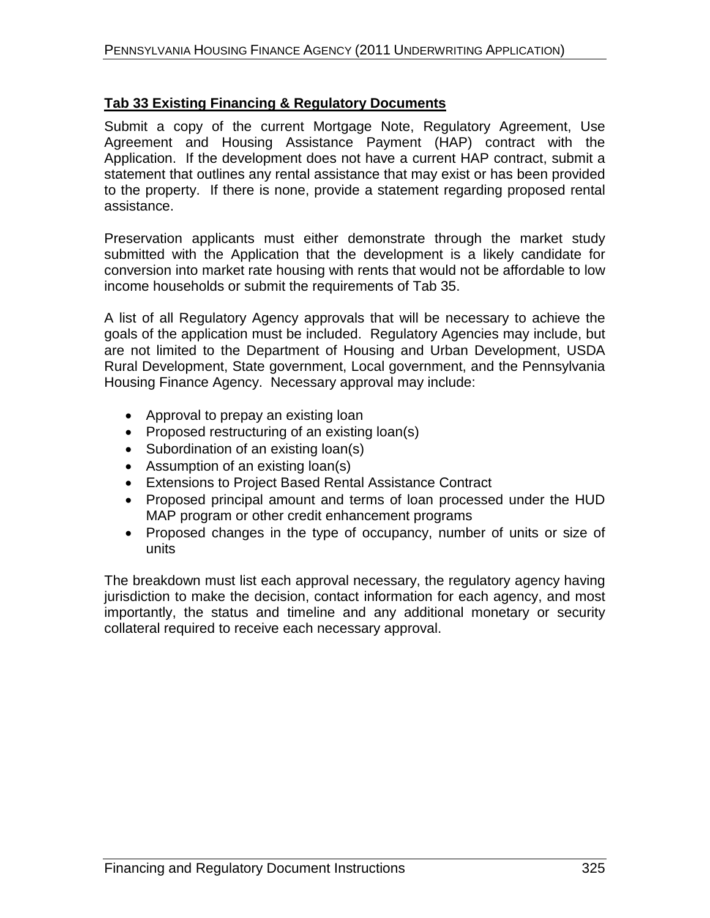## Tab 33 Existing Financing & Regulatory Documents

Submit a copy of the current Mortgage Note, Regulatory Agreement, Use Agreement and Housing Assistance Payment (HAP) contract with the Application. If the development does not have a current HAP contract, submit a statement that outlines any rental assistance that may exist or has been provided to the property. If there is none, provide a statement regarding proposed rental assistance.

Preservation applicants must either demonstrate through the market study submitted with the Application that the development is a likely candidate for conversion into market rate housing with rents that would not be affordable to low income households or submit the requirements of Tab 35.

A list of all Regulatory Agency approvals that will be necessary to achieve the goals of the application must be included. Regulatory Agencies may include, but are not limited to the Department of Housing and Urban Development, USDA Rural Development, State government, Local government, and the Pennsylvania Housing Finance Agency. Necessary approval may include:

- Approval to prepay an existing loan
- Proposed restructuring of an existing loan(s)
- Subordination of an existing loan(s)
- Assumption of an existing loan(s)
- Extensions to Project Based Rental Assistance Contract
- Proposed principal amount and terms of loan processed under the HUD MAP program or other credit enhancement programs
- Proposed changes in the type of occupancy, number of units or size of units

The breakdown must list each approval necessary, the regulatory agency having jurisdiction to make the decision, contact information for each agency, and most importantly, the status and timeline and any additional monetary or security collateral required to receive each necessary approval.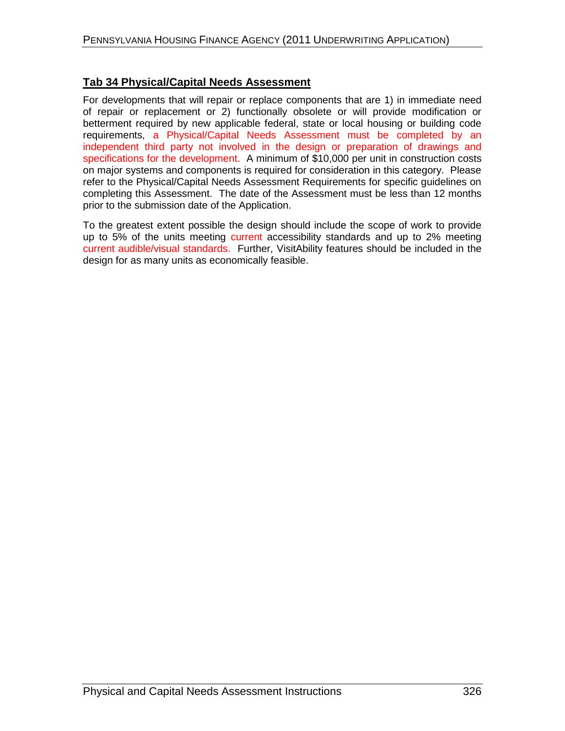## Tab 34 Physical/Capital Needs Assessment

For developments that will repair or replace components that are 1) in immediate need of repair or replacement or 2) functionally obsolete or will provide modification or betterment required by new applicable federal, state or local housing or building code requirements, a Physical/Capital Needs Assessment must be completed by an independent third party not involved in the design or preparation of drawings and specifications for the development. A minimum of $10,000 per unit in construction costs on major systems and components is required for consideration in this category. Please refer to the Physical/Capital Needs Assessment Requirements for specific guidelines on completing this Assessment. The date of the Assessment must be less than 12 months prior to the submission date of the Application.

To the greatest extent possible the design should include the scope of work to provide up to 5% of the units meeting current accessibility standards and up to 2% meeting current audible/visual standards. Further, VisitAbility features should be included in the design for as many units as economically feasible.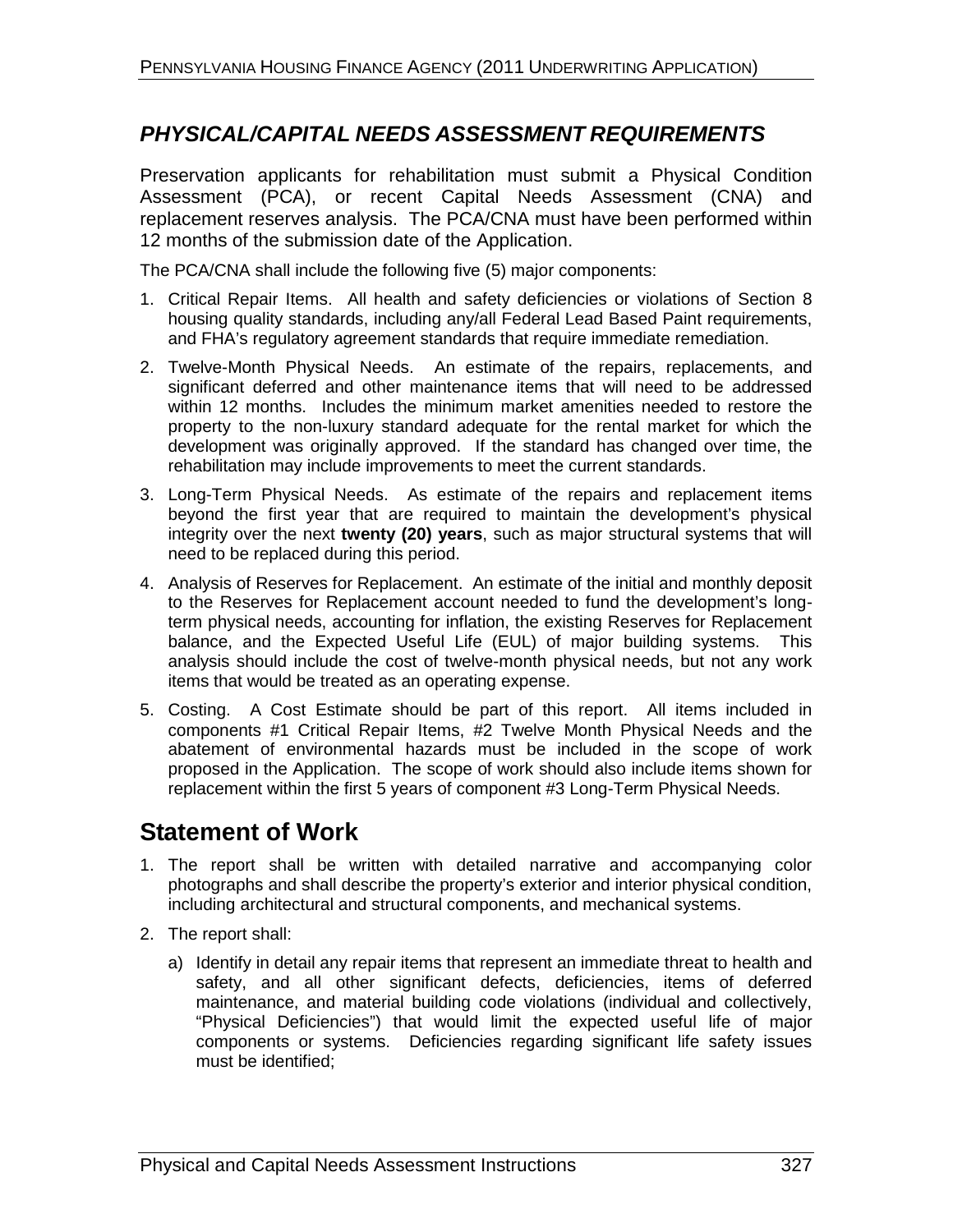## *PHYSICAL/CAPITAL NEEDS ASSESSMENT REQUIREMENTS*

Preservation applicants for rehabilitation must submit a Physical Condition Assessment (PCA), or recent Capital Needs Assessment (CNA) and replacement reserves analysis. The PCA/CNA must have been performed within 12 months of the submission date of the Application.

The PCA/CNA shall include the following five (5) major components:

1. Critical Repair Items. All health and safety deficiencies or violations of Section 8 housing quality standards, including any/all Federal Lead Based Paint requirements, and FHA's regulatory agreement standards that require immediate remediation.
2. Twelve-Month Physical Needs. An estimate of the repairs, replacements, and significant deferred and other maintenance items that will need to be addressed within 12 months. Includes the minimum market amenities needed to restore the property to the non-luxury standard adequate for the rental market for which the development was originally approved. If the standard has changed over time, the rehabilitation may include improvements to meet the current standards.
3. Long-Term Physical Needs. As estimate of the repairs and replacement items beyond the first year that are required to maintain the development's physical integrity over the next **twenty (20) years**, such as major structural systems that will need to be replaced during this period.
4. Analysis of Reserves for Replacement. An estimate of the initial and monthly deposit to the Reserves for Replacement account needed to fund the development's long-term physical needs, accounting for inflation, the existing Reserves for Replacement balance, and the Expected Useful Life (EUL) of major building systems. This analysis should include the cost of twelve-month physical needs, but not any work items that would be treated as an operating expense.
5. Costing. A Cost Estimate should be part of this report. All items included in components #1 Critical Repair Items, #2 Twelve Month Physical Needs and the abatement of environmental hazards must be included in the scope of work proposed in the Application. The scope of work should also include items shown for replacement within the first 5 years of component #3 Long-Term Physical Needs.

## Statement of Work

1. The report shall be written with detailed narrative and accompanying color photographs and shall describe the property's exterior and interior physical condition, including architectural and structural components, and mechanical systems.
2. The report shall:
   a) Identify in detail any repair items that represent an immediate threat to health and safety, and all other significant defects, deficiencies, items of deferred maintenance, and material building code violations (individual and collectively, "Physical Deficiencies") that would limit the expected useful life of major components or systems. Deficiencies regarding significant life safety issues must be identified;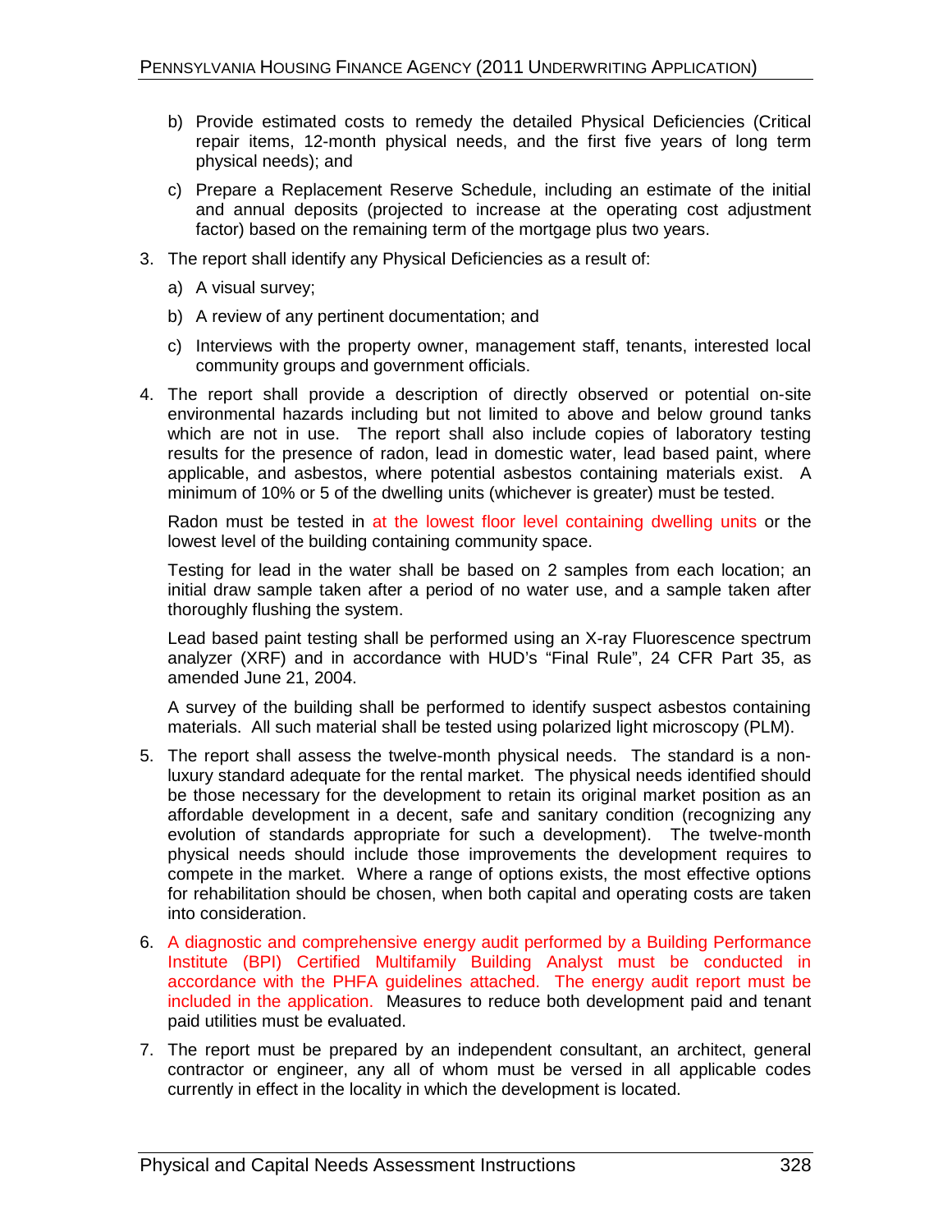b) Provide estimated costs to remedy the detailed Physical Deficiencies (Critical repair items, 12-month physical needs, and the first five years of long term physical needs); and

c) Prepare a Replacement Reserve Schedule, including an estimate of the initial and annual deposits (projected to increase at the operating cost adjustment factor) based on the remaining term of the mortgage plus two years.

3. The report shall identify any Physical Deficiencies as a result of:

   a) A visual survey;

   b) A review of any pertinent documentation; and

   c) Interviews with the property owner, management staff, tenants, interested local community groups and government officials.

4. The report shall provide a description of directly observed or potential on-site environmental hazards including but not limited to above and below ground tanks which are not in use. The report shall also include copies of laboratory testing results for the presence of radon, lead in domestic water, lead based paint, where applicable, and asbestos, where potential asbestos containing materials exist. A minimum of 10% or 5 of the dwelling units (whichever is greater) must be tested.

   Radon must be tested in at the lowest floor level containing dwelling units or the lowest level of the building containing community space.

   Testing for lead in the water shall be based on 2 samples from each location; an initial draw sample taken after a period of no water use, and a sample taken after thoroughly flushing the system.

   Lead based paint testing shall be performed using an X-ray Fluorescence spectrum analyzer (XRF) and in accordance with HUD's "Final Rule", 24 CFR Part 35, as amended June 21, 2004.

   A survey of the building shall be performed to identify suspect asbestos containing materials. All such material shall be tested using polarized light microscopy (PLM).

5. The report shall assess the twelve-month physical needs. The standard is a non-luxury standard adequate for the rental market. The physical needs identified should be those necessary for the development to retain its original market position as an affordable development in a decent, safe and sanitary condition (recognizing any evolution of standards appropriate for such a development). The twelve-month physical needs should include those improvements the development requires to compete in the market. Where a range of options exists, the most effective options for rehabilitation should be chosen, when both capital and operating costs are taken into consideration.

6. A diagnostic and comprehensive energy audit performed by a Building Performance Institute (BPI) Certified Multifamily Building Analyst must be conducted in accordance with the PHFA guidelines attached. The energy audit report must be included in the application. Measures to reduce both development paid and tenant paid utilities must be evaluated.

7. The report must be prepared by an independent consultant, an architect, general contractor or engineer, any all of whom must be versed in all applicable codes currently in effect in the locality in which the development is located.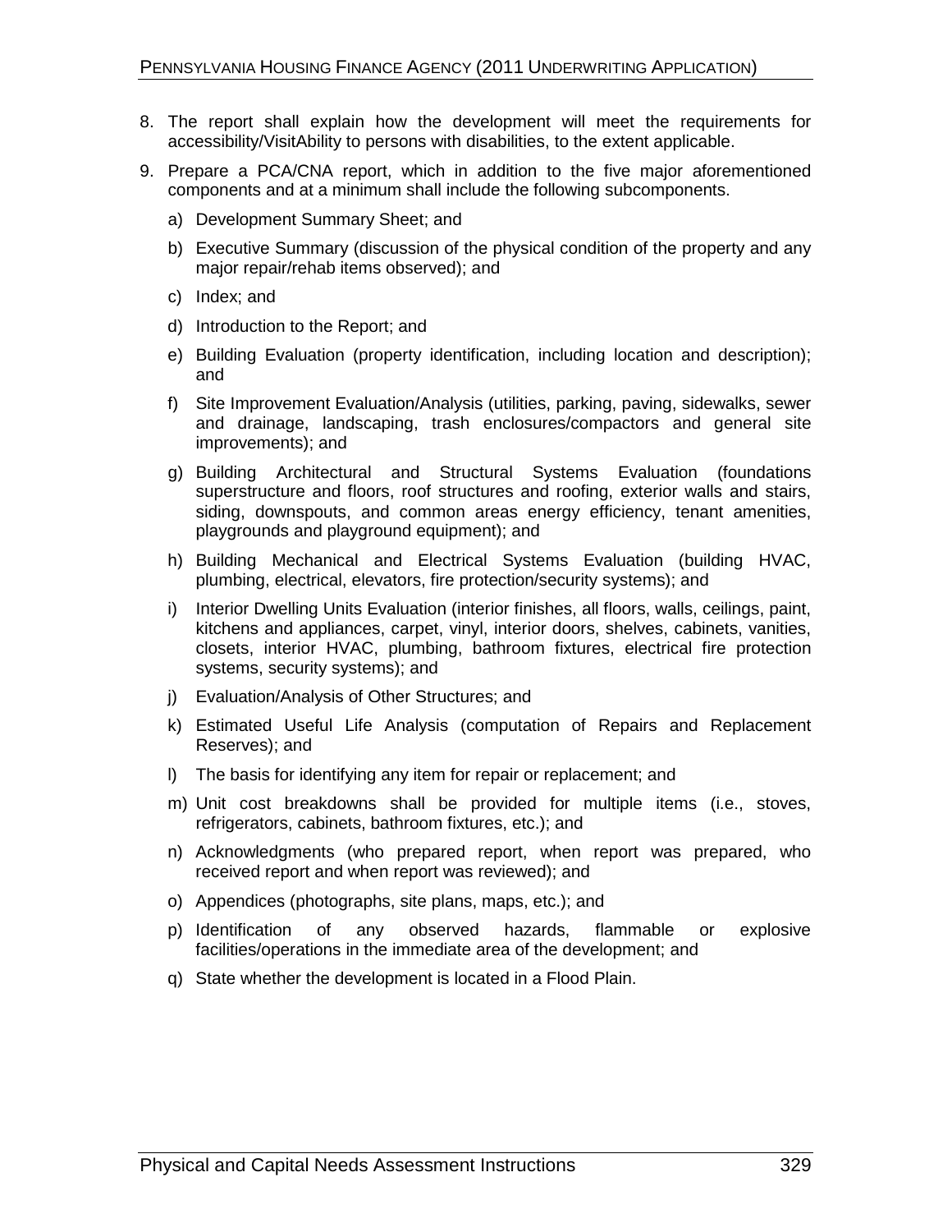8. The report shall explain how the development will meet the requirements for accessibility/VisitAbility to persons with disabilities, to the extent applicable.

9. Prepare a PCA/CNA report, which in addition to the five major aforementioned components and at a minimum shall include the following subcomponents.

   a) Development Summary Sheet; and

   b) Executive Summary (discussion of the physical condition of the property and any major repair/rehab items observed); and

   c) Index; and

   d) Introduction to the Report; and

   e) Building Evaluation (property identification, including location and description); and

   f) Site Improvement Evaluation/Analysis (utilities, parking, paving, sidewalks, sewer and drainage, landscaping, trash enclosures/compactors and general site improvements); and

   g) Building Architectural and Structural Systems Evaluation (foundations superstructure and floors, roof structures and roofing, exterior walls and stairs, siding, downspouts, and common areas energy efficiency, tenant amenities, playgrounds and playground equipment); and

   h) Building Mechanical and Electrical Systems Evaluation (building HVAC, plumbing, electrical, elevators, fire protection/security systems); and

   i) Interior Dwelling Units Evaluation (interior finishes, all floors, walls, ceilings, paint, kitchens and appliances, carpet, vinyl, interior doors, shelves, cabinets, vanities, closets, interior HVAC, plumbing, bathroom fixtures, electrical fire protection systems, security systems); and

   j) Evaluation/Analysis of Other Structures; and

   k) Estimated Useful Life Analysis (computation of Repairs and Replacement Reserves); and

   l) The basis for identifying any item for repair or replacement; and

   m) Unit cost breakdowns shall be provided for multiple items (i.e., stoves, refrigerators, cabinets, bathroom fixtures, etc.); and

   n) Acknowledgments (who prepared report, when report was prepared, who received report and when report was reviewed); and

   o) Appendices (photographs, site plans, maps, etc.); and

   p) Identification of any observed hazards, flammable or explosive facilities/operations in the immediate area of the development; and

   q) State whether the development is located in a Flood Plain.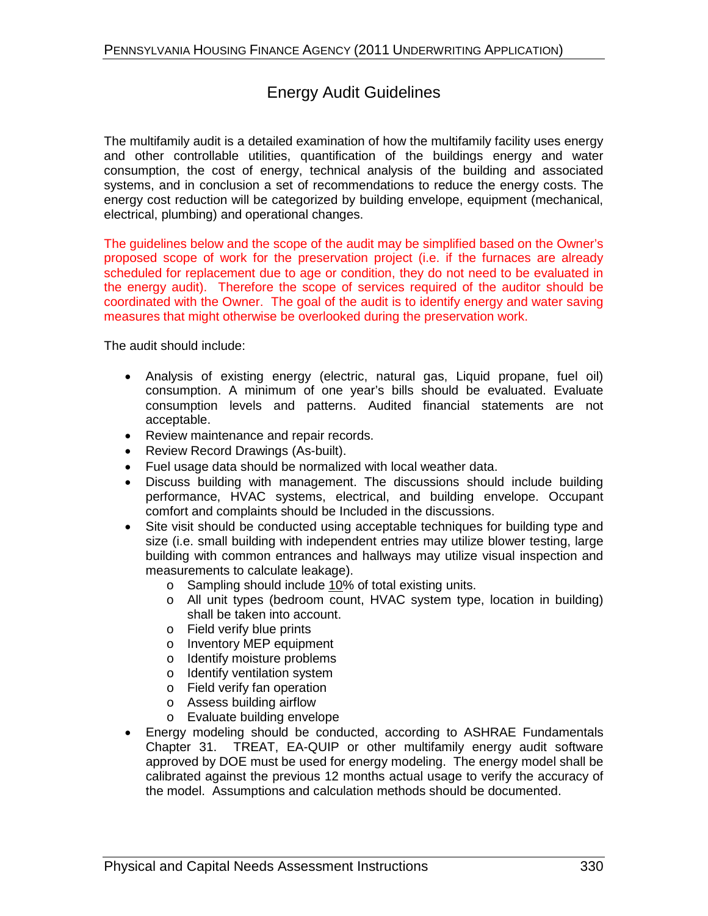# Energy Audit Guidelines

The multifamily audit is a detailed examination of how the multifamily facility uses energy and other controllable utilities, quantification of the buildings energy and water consumption, the cost of energy, technical analysis of the building and associated systems, and in conclusion a set of recommendations to reduce the energy costs. The energy cost reduction will be categorized by building envelope, equipment (mechanical, electrical, plumbing) and operational changes.

The guidelines below and the scope of the audit may be simplified based on the Owner's proposed scope of work for the preservation project (i.e. if the furnaces are already scheduled for replacement due to age or condition, they do not need to be evaluated in the energy audit). Therefore the scope of services required of the auditor should be coordinated with the Owner. The goal of the audit is to identify energy and water saving measures that might otherwise be overlooked during the preservation work.

The audit should include:

- Analysis of existing energy (electric, natural gas, Liquid propane, fuel oil) consumption. A minimum of one year's bills should be evaluated. Evaluate consumption levels and patterns. Audited financial statements are not acceptable.
- Review maintenance and repair records.
- Review Record Drawings (As-built).
- Fuel usage data should be normalized with local weather data.
- Discuss building with management. The discussions should include building performance, HVAC systems, electrical, and building envelope. Occupant comfort and complaints should be Included in the discussions.
- Site visit should be conducted using acceptable techniques for building type and size (i.e. small building with independent entries may utilize blower testing, large building with common entrances and hallways may utilize visual inspection and measurements to calculate leakage).
  - Sampling should include 10% of total existing units.
  - All unit types (bedroom count, HVAC system type, location in building) shall be taken into account.
  - Field verify blue prints
  - Inventory MEP equipment
  - Identify moisture problems
  - Identify ventilation system
  - Field verify fan operation
  - Assess building airflow
  - Evaluate building envelope
- Energy modeling should be conducted, according to ASHRAE Fundamentals Chapter 31. TREAT, EA-QUIP or other multifamily energy audit software approved by DOE must be used for energy modeling. The energy model shall be calibrated against the previous 12 months actual usage to verify the accuracy of the model. Assumptions and calculation methods should be documented.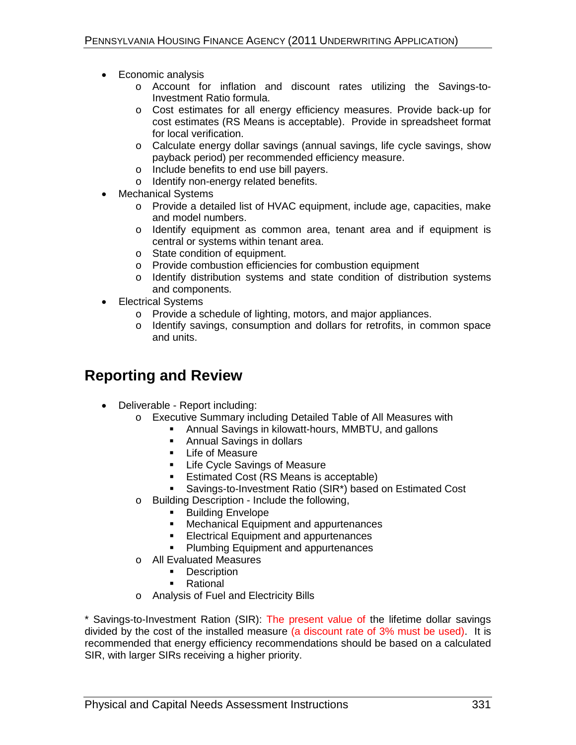- Economic analysis
  - Account for inflation and discount rates utilizing the Savings-to-Investment Ratio formula.
  - Cost estimates for all energy efficiency measures. Provide back-up for cost estimates (RS Means is acceptable). Provide in spreadsheet format for local verification.
  - Calculate energy dollar savings (annual savings, life cycle savings, show payback period) per recommended efficiency measure.
  - Include benefits to end use bill payers.
  - Identify non-energy related benefits.
- Mechanical Systems
  - Provide a detailed list of HVAC equipment, include age, capacities, make and model numbers.
  - Identify equipment as common area, tenant area and if equipment is central or systems within tenant area.
  - State condition of equipment.
  - Provide combustion efficiencies for combustion equipment
  - Identify distribution systems and state condition of distribution systems and components.
- Electrical Systems
  - Provide a schedule of lighting, motors, and major appliances.
  - Identify savings, consumption and dollars for retrofits, in common space and units.

## Reporting and Review

- Deliverable - Report including:
  - Executive Summary including Detailed Table of All Measures with
    - Annual Savings in kilowatt-hours, MMBTU, and gallons
    - Annual Savings in dollars
    - Life of Measure
    - Life Cycle Savings of Measure
    - Estimated Cost (RS Means is acceptable)
    - Savings-to-Investment Ratio (SIR*) based on Estimated Cost
  - Building Description - Include the following,
    - Building Envelope
    - Mechanical Equipment and appurtenances
    - Electrical Equipment and appurtenances
    - Plumbing Equipment and appurtenances
  - All Evaluated Measures
    - Description
    - Rational
  - Analysis of Fuel and Electricity Bills

\* Savings-to-Investment Ration (SIR): The present value of the lifetime dollar savings divided by the cost of the installed measure (a discount rate of 3% must be used). It is recommended that energy efficiency recommendations should be based on a calculated SIR, with larger SIRs receiving a higher priority.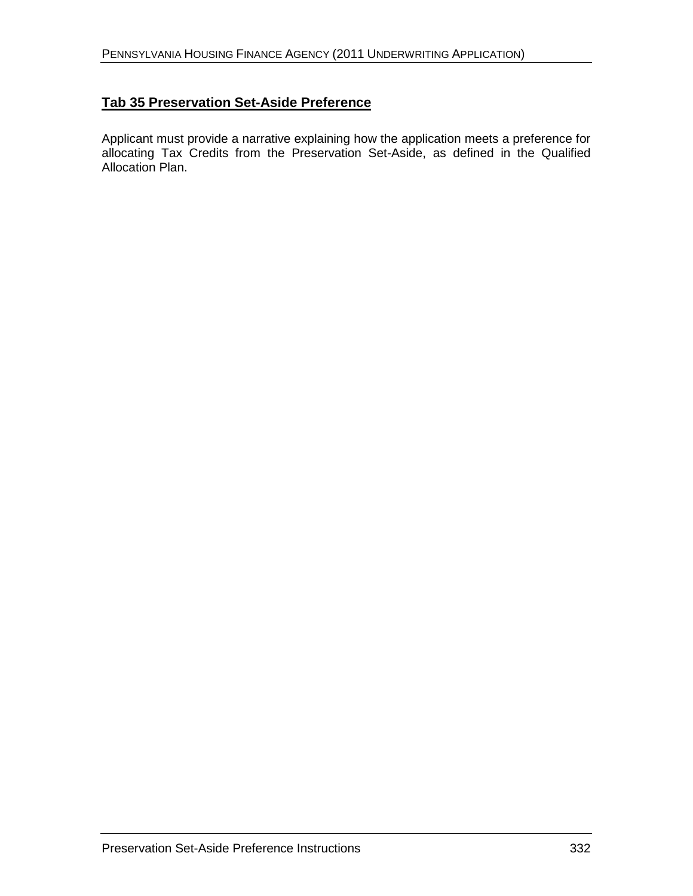## Tab 35 Preservation Set-Aside Preference

Applicant must provide a narrative explaining how the application meets a preference for allocating Tax Credits from the Preservation Set-Aside, as defined in the Qualified Allocation Plan.